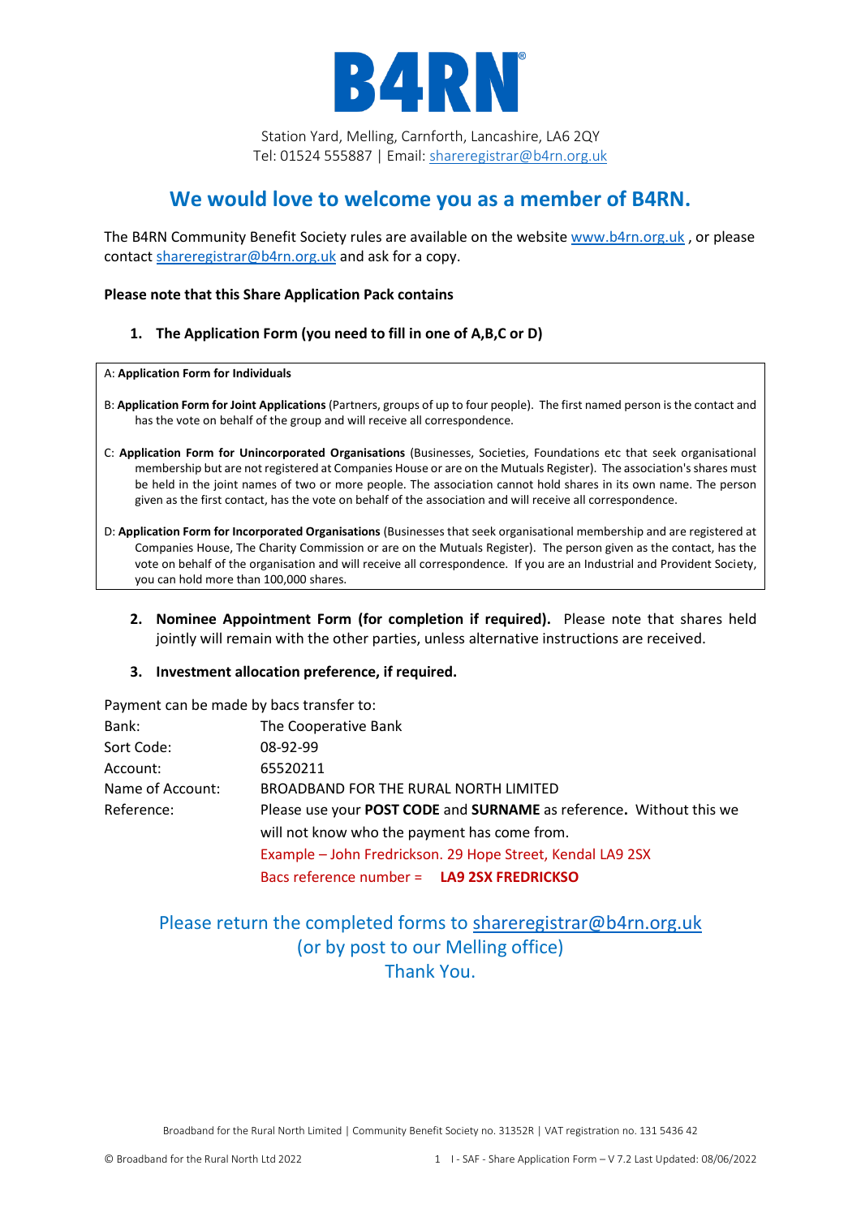# B4RN®

Station Yard, Melling, Carnforth, Lancashire, LA6 2QY
Tel: 01524 555887 | Email: sharereGISTRAR@b4rn.org.uk

## We would love to welcome you as a member of B4RN.

The B4RN Community Benefit Society rules are available on the website www.b4rn.org.uk , or please contact shareregistrar@b4rn.org.uk and ask for a copy.

**Please note that this Share Application Pack contains**

1. **The Application Form (you need to fill in one of A,B,C or D)**

A: **Application Form for Individuals**

B: **Application Form for Joint Applications** (Partners, groups of up to four people). The first named person is the contact and has the vote on behalf of the group and will receive all correspondence.

C: **Application Form for Unincorporated Organisations** (Businesses, Societies, Foundations etc that seek organisational membership but are not registered at Companies House or are on the Mutuals Register). The association's shares must be held in the joint names of two or more people. The association cannot hold shares in its own name. The person given as the first contact, has the vote on behalf of the association and will receive all correspondence.

D: **Application Form for Incorporated Organisations** (Businesses that seek organisational membership and are registered at Companies House, The Charity Commission or are on the Mutuals Register). The person given as the contact, has the vote on behalf of the organisation and will receive all correspondence. If you are an Industrial and Provident Society, you can hold more than 100,000 shares.

2. **Nominee Appointment Form (for completion if required).** Please note that shares held jointly will remain with the other parties, unless alternative instructions are received.

3. **Investment allocation preference, if required.**

Payment can be made by bacs transfer to:

| | |
|---|---|
| Bank: | The Cooperative Bank |
| Sort Code: | 08-92-99 |
| Account: | 65520211 |
| Name of Account: | BROADBAND FOR THE RURAL NORTH LIMITED |
| Reference: | Please use your **POST CODE** and **SURNAME** as reference. Without this we will not know who the payment has come from.<br>Example – John Fredrickson. 29 Hope Street, Kendal LA9 2SX<br>Bacs reference number = **LA9 2SX FREDRICKSO** |

Please return the completed forms to shareregistrar@b4rn.org.uk
(or by post to our Melling office)
Thank You.

Broadband for the Rural North Limited | Community Benefit Society no. 31352R | VAT registration no. 131 5436 42

© Broadband for the Rural North Ltd 2022 I - SAF - Share Application Form – V 7.2 Last Updated: 08/06/2022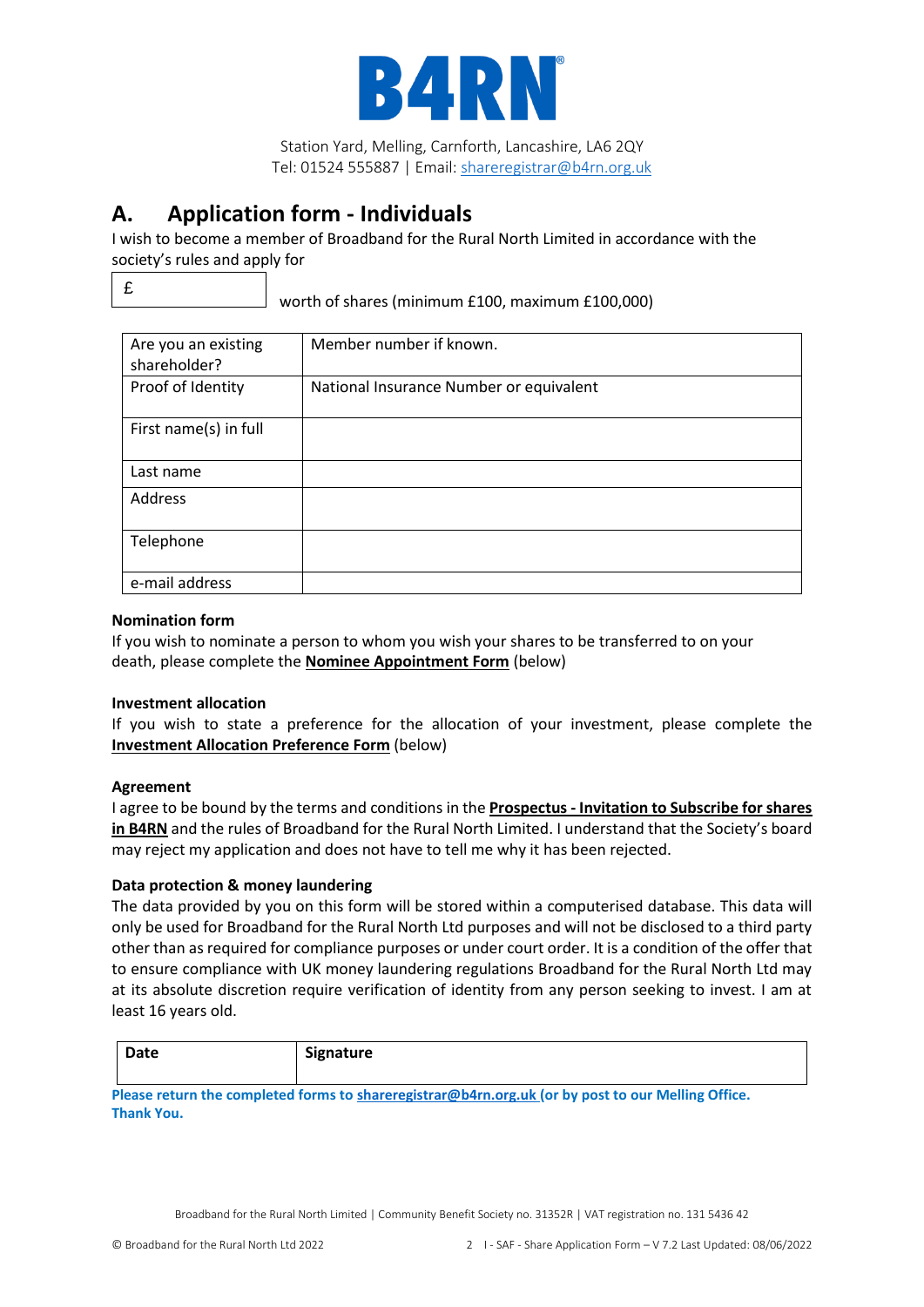B4RN®

Station Yard, Melling, Carnforth, Lancashire, LA6 2QY
Tel: 01524 555887 | Email: shareregistrar@b4rn.org.uk

# A. Application form - Individuals

I wish to become a member of Broadband for the Rural North Limited in accordance with the society's rules and apply for

£ ______ worth of shares (minimum £100, maximum £100,000)

| Are you an existing shareholder? | Member number if known. |
|---|---|
| Proof of Identity | National Insurance Number or equivalent |
| First name(s) in full | |
| Last name | |
| Address | |
| Telephone | |
| e-mail address | |

**Nomination form**

If you wish to nominate a person to whom you wish your shares to be transferred to on your death, please complete the **Nominee Appointment Form** (below)

**Investment allocation**

If you wish to state a preference for the allocation of your investment, please complete the **Investment Allocation Preference Form** (below)

**Agreement**

I agree to be bound by the terms and conditions in the **Prospectus - Invitation to Subscribe for shares in B4RN** and the rules of Broadband for the Rural North Limited. I understand that the Society's board may reject my application and does not have to tell me why it has been rejected.

**Data protection & money laundering**

The data provided by you on this form will be stored within a computerised database. This data will only be used for Broadband for the Rural North Ltd purposes and will not be disclosed to a third party other than as required for compliance purposes or under court order. It is a condition of the offer that to ensure compliance with UK money laundering regulations Broadband for the Rural North Ltd may at its absolute discretion require verification of identity from any person seeking to invest. I am at least 16 years old.

| Date | Signature |
|---|---|
| | |

**Please return the completed forms to shareregistrar@b4rn.org.uk (or by post to our Melling Office. Thank You.**

Broadband for the Rural North Limited | Community Benefit Society no. 31352R | VAT registration no. 131 5436 42

© Broadband for the Rural North Ltd 2022 — I - SAF - Share Application Form – V 7.2 Last Updated: 08/06/2022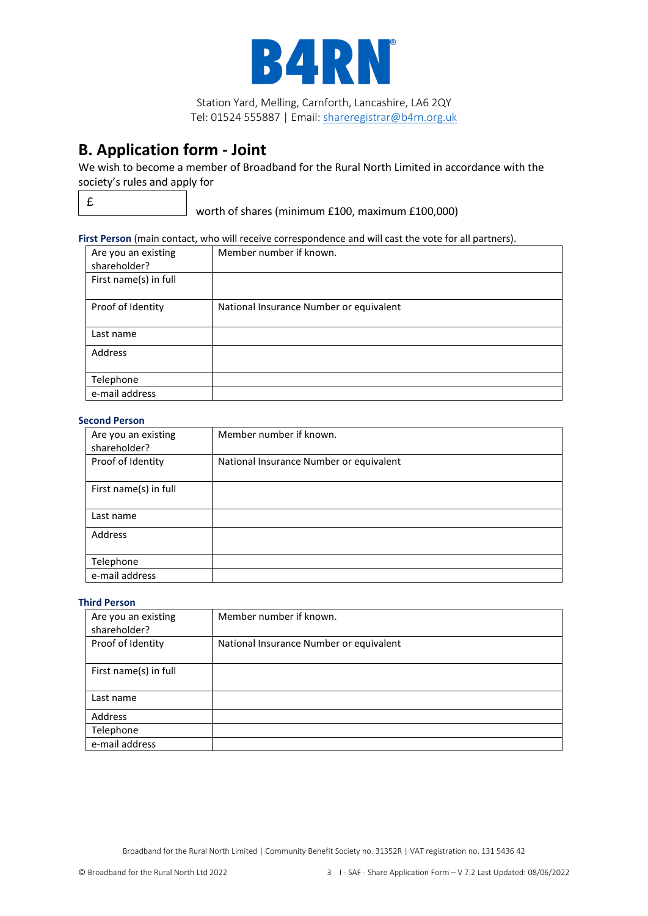**B4RN**

Station Yard, Melling, Carnforth, Lancashire, LA6 2QY
Tel: 01524 555887 | Email: shareregistrar@b4rn.org.uk

## B. Application form - Joint

We wish to become a member of Broadband for the Rural North Limited in accordance with the society's rules and apply for

| £ |
|---|

worth of shares (minimum £100, maximum £100,000)

**First Person** (main contact, who will receive correspondence and will cast the vote for all partners).

| | |
|---|---|
| Are you an existing shareholder? | Member number if known. |
| First name(s) in full | |
| Proof of Identity | National Insurance Number or equivalent |
| Last name | |
| Address | |
| Telephone | |
| e-mail address | |

**Second Person**

| | |
|---|---|
| Are you an existing shareholder? | Member number if known. |
| Proof of Identity | National Insurance Number or equivalent |
| First name(s) in full | |
| Last name | |
| Address | |
| Telephone | |
| e-mail address | |

**Third Person**

| | |
|---|---|
| Are you an existing shareholder? | Member number if known. |
| Proof of Identity | National Insurance Number or equivalent |
| First name(s) in full | |
| Last name | |
| Address | |
| Telephone | |
| e-mail address | |

Broadband for the Rural North Limited | Community Benefit Society no. 31352R | VAT registration no. 131 5436 42

© Broadband for the Rural North Ltd 2022 I - SAF - Share Application Form – V 7.2 Last Updated: 08/06/2022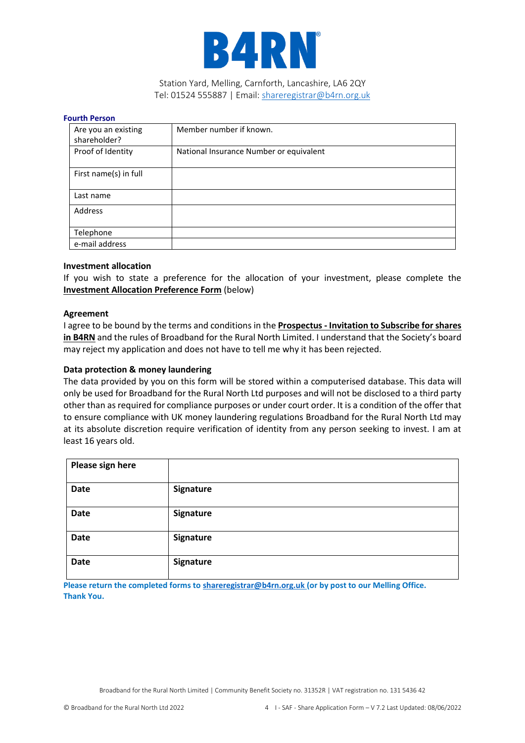**B4RN**®

Station Yard, Melling, Carnforth, Lancashire, LA6 2QY
Tel: 01524 555887 | Email: shareregistrar@b4rn.org.uk

**Fourth Person**

| Are you an existing shareholder? | Member number if known. |
|---|---|
| Proof of Identity | National Insurance Number or equivalent |
| First name(s) in full | |
| Last name | |
| Address | |
| Telephone | |
| e-mail address | |

**Investment allocation**

If you wish to state a preference for the allocation of your investment, please complete the **Investment Allocation Preference Form** (below)

**Agreement**

I agree to be bound by the terms and conditions in the **Prospectus - Invitation to Subscribe for shares in B4RN** and the rules of Broadband for the Rural North Limited. I understand that the Society's board may reject my application and does not have to tell me why it has been rejected.

**Data protection & money laundering**

The data provided by you on this form will be stored within a computerised database. This data will only be used for Broadband for the Rural North Ltd purposes and will not be disclosed to a third party other than as required for compliance purposes or under court order. It is a condition of the offer that to ensure compliance with UK money laundering regulations Broadband for the Rural North Ltd may at its absolute discretion require verification of identity from any person seeking to invest. I am at least 16 years old.

| **Please sign here** | |
|---|---|
| **Date** | **Signature** |
| **Date** | **Signature** |
| **Date** | **Signature** |
| **Date** | **Signature** |

**Please return the completed forms to shareregistrar@b4rn.org.uk (or by post to our Melling Office. Thank You.**

Broadband for the Rural North Limited | Community Benefit Society no. 31352R | VAT registration no. 131 5436 42

© Broadband for the Rural North Ltd 2022 I - SAF - Share Application Form – V 7.2 Last Updated: 08/06/2022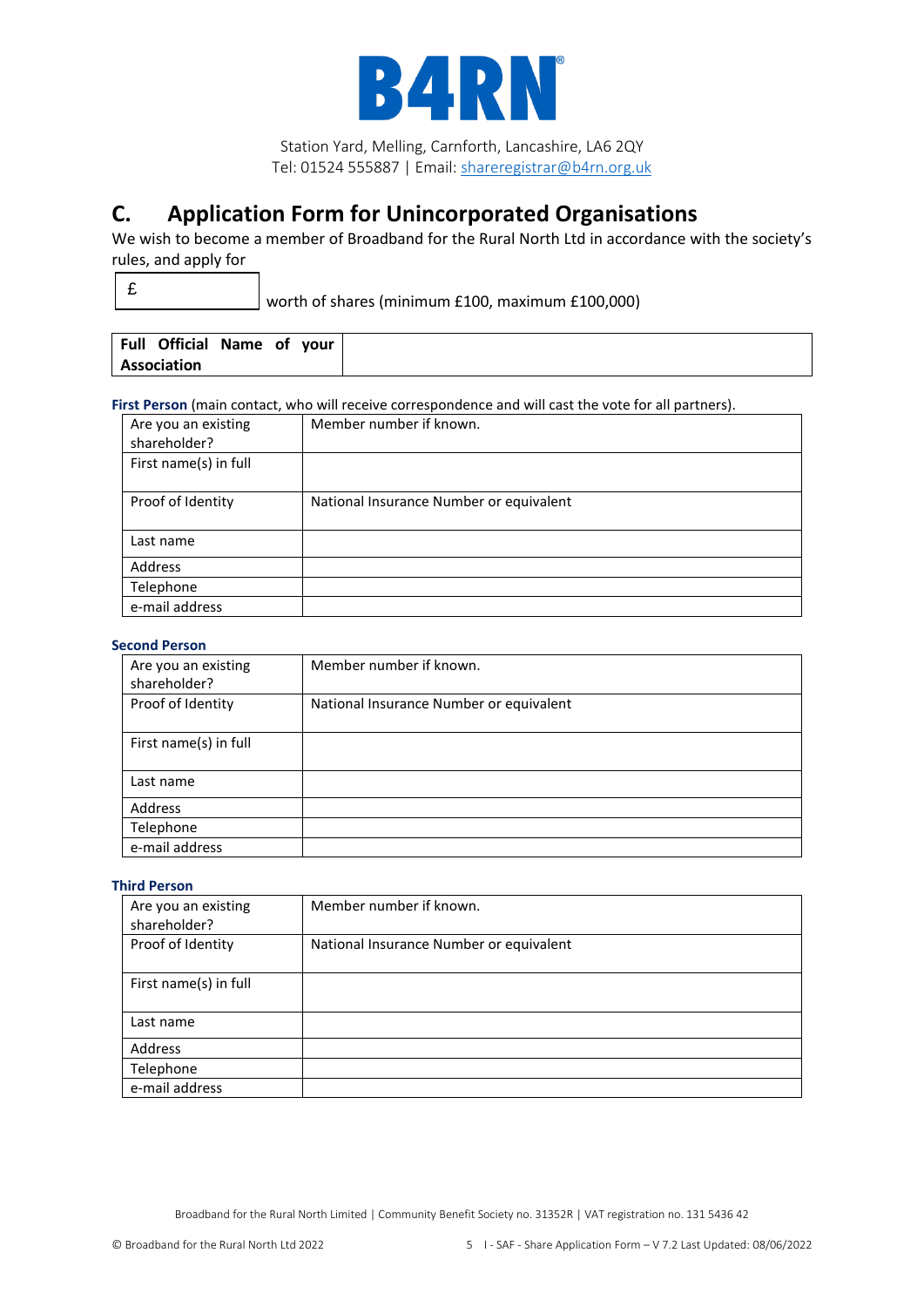B4RN

Station Yard, Melling, Carnforth, Lancashire, LA6 2QY
Tel: 01524 555887 | Email: sharerregistrar@b4rn.org.uk

## C. Application Form for Unincorporated Organisations

We wish to become a member of Broadband for the Rural North Ltd in accordance with the society's rules, and apply for

| £ |
|---|

worth of shares (minimum £100, maximum £100,000)

| **Full Official Name of your Association** | |
|---|---|

**First Person** (main contact, who will receive correspondence and will cast the vote for all partners).

| Are you an existing shareholder? | Member number if known. |
|---|---|
| First name(s) in full | |
| Proof of Identity | National Insurance Number or equivalent |
| Last name | |
| Address | |
| Telephone | |
| e-mail address | |

**Second Person**

| Are you an existing shareholder? | Member number if known. |
|---|---|
| Proof of Identity | National Insurance Number or equivalent |
| First name(s) in full | |
| Last name | |
| Address | |
| Telephone | |
| e-mail address | |

**Third Person**

| Are you an existing shareholder? | Member number if known. |
|---|---|
| Proof of Identity | National Insurance Number or equivalent |
| First name(s) in full | |
| Last name | |
| Address | |
| Telephone | |
| e-mail address | |

Broadband for the Rural North Limited | Community Benefit Society no. 31352R | VAT registration no. 131 5436 42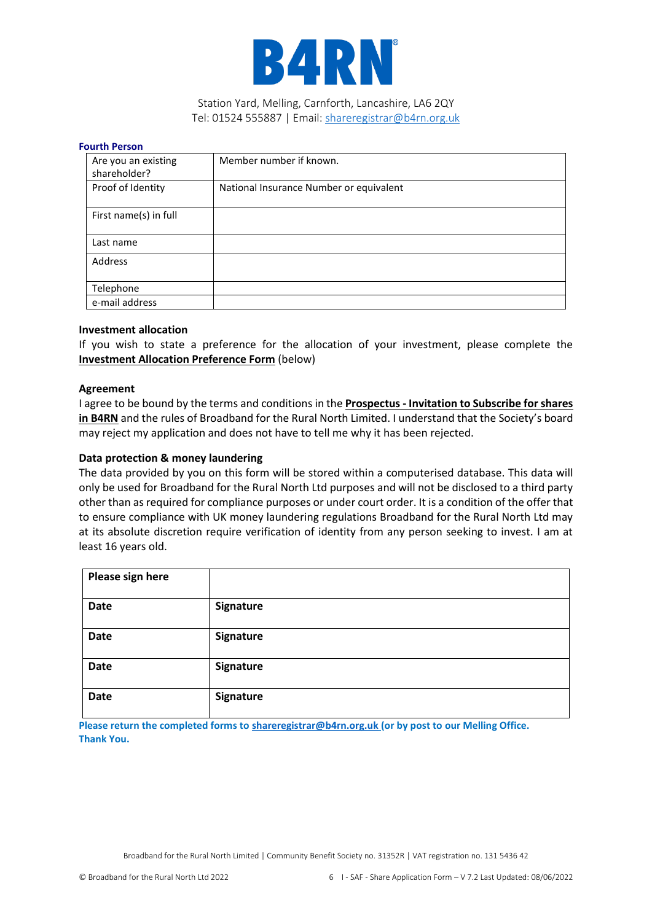B4RN®

Station Yard, Melling, Carnforth, Lancashire, LA6 2QY
Tel: 01524 555887 | Email: shareregistrar@b4rn.org.uk

**Fourth Person**

| Are you an existing shareholder? | Member number if known. |
|---|---|
| Proof of Identity | National Insurance Number or equivalent |
| First name(s) in full | |
| Last name | |
| Address | |
| Telephone | |
| e-mail address | |

**Investment allocation**

If you wish to state a preference for the allocation of your investment, please complete the **Investment Allocation Preference Form** (below)

**Agreement**

I agree to be bound by the terms and conditions in the **Prospectus - Invitation to Subscribe for shares in B4RN** and the rules of Broadband for the Rural North Limited. I understand that the Society's board may reject my application and does not have to tell me why it has been rejected.

**Data protection & money laundering**

The data provided by you on this form will be stored within a computerised database. This data will only be used for Broadband for the Rural North Ltd purposes and will not be disclosed to a third party other than as required for compliance purposes or under court order. It is a condition of the offer that to ensure compliance with UK money laundering regulations Broadband for the Rural North Ltd may at its absolute discretion require verification of identity from any person seeking to invest. I am at least 16 years old.

| **Please sign here** | |
|---|---|
| **Date** | **Signature** |
| **Date** | **Signature** |
| **Date** | **Signature** |
| **Date** | **Signature** |

**Please return the completed forms to shareregistrar@b4rn.org.uk (or by post to our Melling Office. Thank You.**

Broadband for the Rural North Limited | Community Benefit Society no. 31352R | VAT registration no. 131 5436 42

© Broadband for the Rural North Ltd 2022 I - SAF - Share Application Form – V 7.2 Last Updated: 08/06/2022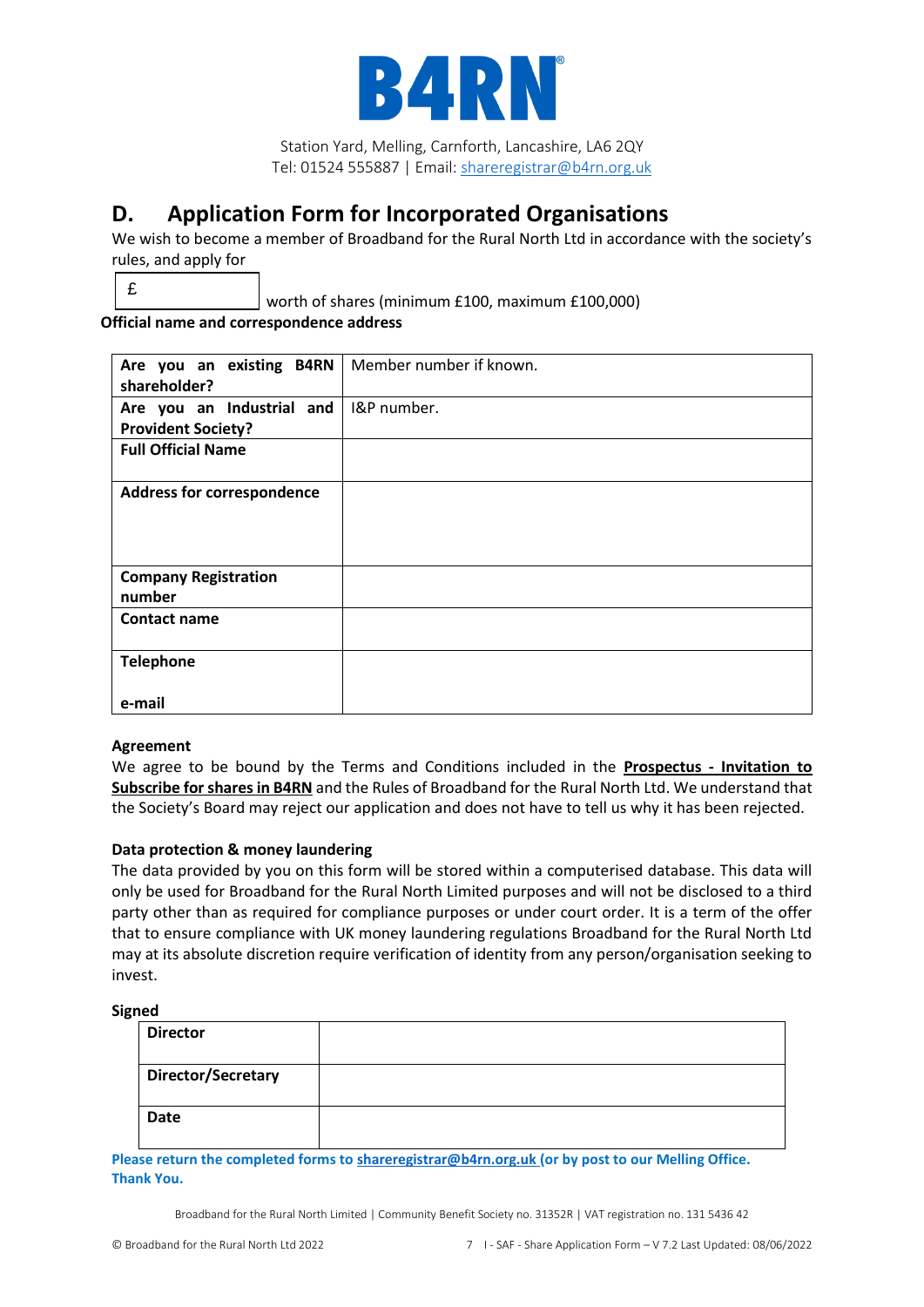B4RN®

Station Yard, Melling, Carnforth, Lancashire, LA6 2QY
Tel: 01524 555887 | Email: shareregistrar@b4rn.org.uk

# D. Application Form for Incorporated Organisations

We wish to become a member of Broadband for the Rural North Ltd in accordance with the society's rules, and apply for

£ ______ worth of shares (minimum £100, maximum £100,000)

**Official name and correspondence address**

| | |
|---|---|
| **Are you an existing B4RN shareholder?** | Member number if known. |
| **Are you an Industrial and Provident Society?** | I&P number. |
| **Full Official Name** | |
| **Address for correspondence** | |
| **Company Registration number** | |
| **Contact name** | |
| **Telephone**<br><br>**e-mail** | |

**Agreement**

We agree to be bound by the Terms and Conditions included in the **Prospectus - Invitation to Subscribe for shares in B4RN** and the Rules of Broadband for the Rural North Ltd. We understand that the Society's Board may reject our application and does not have to tell us why it has been rejected.

**Data protection & money laundering**

The data provided by you on this form will be stored within a computerised database. This data will only be used for Broadband for the Rural North Limited purposes and will not be disclosed to a third party other than as required for compliance purposes or under court order. It is a term of the offer that to ensure compliance with UK money laundering regulations Broadband for the Rural North Ltd may at its absolute discretion require verification of identity from any person/organisation seeking to invest.

**Signed**

| | |
|---|---|
| **Director** | |
| **Director/Secretary** | |
| **Date** | |

**Please return the completed forms to shareregistrar@b4rn.org.uk (or by post to our Melling Office. Thank You.**

Broadband for the Rural North Limited | Community Benefit Society no. 31352R | VAT registration no. 131 5436 42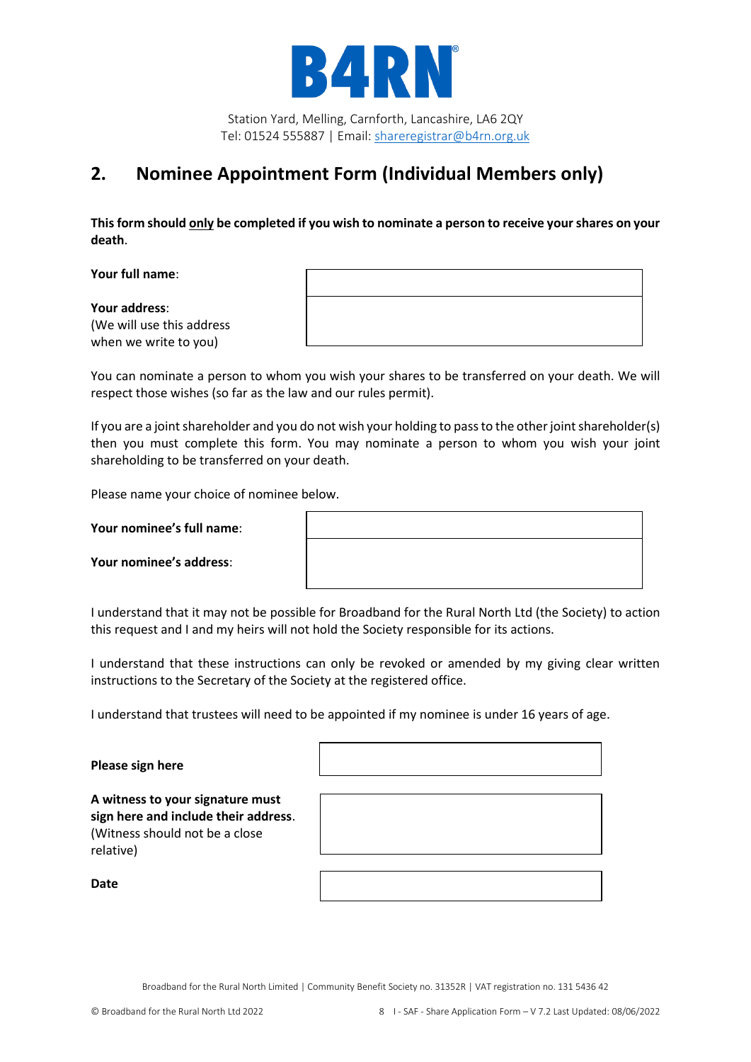B4RN®

Station Yard, Melling, Carnforth, Lancashire, LA6 2QY
Tel: 01524 555887 | Email: shareregistrar@b4rn.org.uk

## 2. Nominee Appointment Form (Individual Members only)

**This form should only be completed if you wish to nominate a person to receive your shares on your death**.

| | |
|---|---|
| **Your full name**: | |
| **Your address**: (We will use this address when we write to you) | |

You can nominate a person to whom you wish your shares to be transferred on your death. We will respect those wishes (so far as the law and our rules permit).

If you are a joint shareholder and you do not wish your holding to pass to the other joint shareholder(s) then you must complete this form. You may nominate a person to whom you wish your joint shareholding to be transferred on your death.

Please name your choice of nominee below.

| | |
|---|---|
| **Your nominee's full name**: | |
| **Your nominee's address**: | |

I understand that it may not be possible for Broadband for the Rural North Ltd (the Society) to action this request and I and my heirs will not hold the Society responsible for its actions.

I understand that these instructions can only be revoked or amended by my giving clear written instructions to the Secretary of the Society at the registered office.

I understand that trustees will need to be appointed if my nominee is under 16 years of age.

| | |
|---|---|
| **Please sign here** | |
| **A witness to your signature must sign here and include their address**. (Witness should not be a close relative) | |
| **Date** | |

Broadband for the Rural North Limited | Community Benefit Society no. 31352R | VAT registration no. 131 5436 42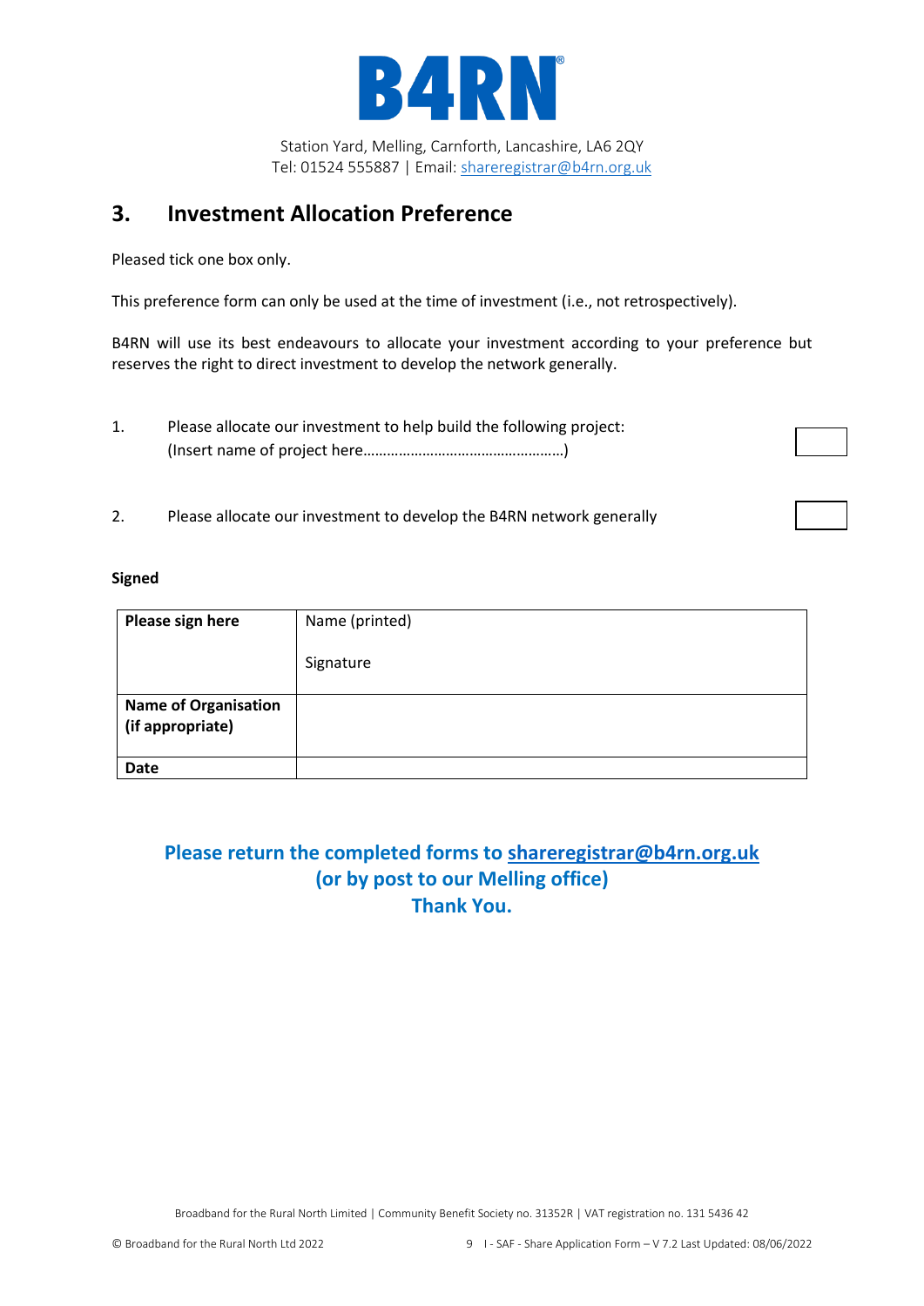B4RN®

Station Yard, Melling, Carnforth, Lancashire, LA6 2QY
Tel: 01524 555887 | Email: shareregistrar@b4rn.org.uk

## 3. Investment Allocation Preference

Pleased tick one box only.

This preference form can only be used at the time of investment (i.e., not retrospectively).

B4RN will use its best endeavours to allocate your investment according to your preference but reserves the right to direct investment to develop the network generally.

1. Please allocate our investment to help build the following project: (Insert name of project here……………………………………………) ☐

2. Please allocate our investment to develop the B4RN network generally ☐

**Signed**

| | |
|---|---|
| **Please sign here** | Name (printed)<br><br>Signature |
| **Name of Organisation (if appropriate)** | |
| **Date** | |

**Please return the completed forms to shareregistrar@b4rn.org.uk**
**(or by post to our Melling office)**
**Thank You.**

Broadband for the Rural North Limited | Community Benefit Society no. 31352R | VAT registration no. 131 5436 42

© Broadband for the Rural North Ltd 2022 I - SAF - Share Application Form – V 7.2 Last Updated: 08/06/2022